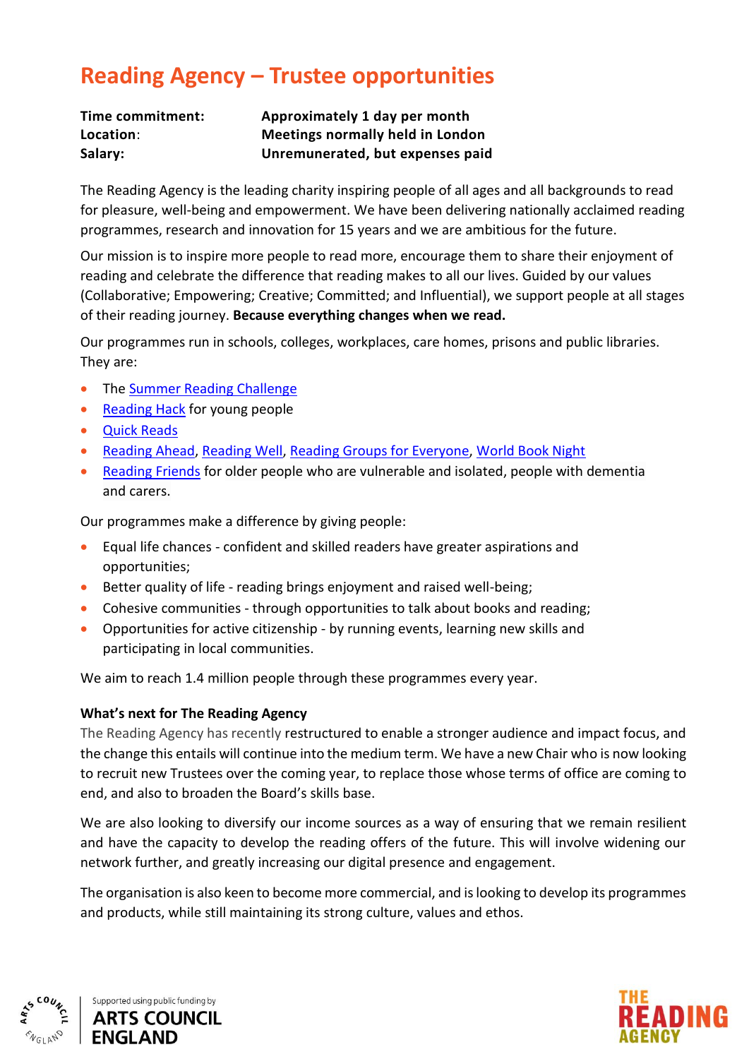# Reading Agency – Trustee opportunities

| | |
|---|---|
| **Time commitment:** | **Approximately 1 day per month** |
| **Location:** | **Meetings normally held in London** |
| **Salary:** | **Unremunerated, but expenses paid** |

The Reading Agency is the leading charity inspiring people of all ages and all backgrounds to read for pleasure, well-being and empowerment. We have been delivering nationally acclaimed reading programmes, research and innovation for 15 years and we are ambitious for the future.

Our mission is to inspire more people to read more, encourage them to share their enjoyment of reading and celebrate the difference that reading makes to all our lives. Guided by our values (Collaborative; Empowering; Creative; Committed; and Influential), we support people at all stages of their reading journey. **Because everything changes when we read.**

Our programmes run in schools, colleges, workplaces, care homes, prisons and public libraries. They are:

- The Summer Reading Challenge
- Reading Hack for young people
- Quick Reads
- Reading Ahead, Reading Well, Reading Groups for Everyone, World Book Night
- Reading Friends for older people who are vulnerable and isolated, people with dementia and carers.

Our programmes make a difference by giving people:

- Equal life chances - confident and skilled readers have greater aspirations and opportunities;
- Better quality of life - reading brings enjoyment and raised well-being;
- Cohesive communities - through opportunities to talk about books and reading;
- Opportunities for active citizenship - by running events, learning new skills and participating in local communities.

We aim to reach 1.4 million people through these programmes every year.

**What's next for The Reading Agency**

The Reading Agency has recently restructured to enable a stronger audience and impact focus, and the change this entails will continue into the medium term. We have a new Chair who is now looking to recruit new Trustees over the coming year, to replace those whose terms of office are coming to end, and also to broaden the Board's skills base.

We are also looking to diversify our income sources as a way of ensuring that we remain resilient and have the capacity to develop the reading offers of the future. This will involve widening our network further, and greatly increasing our digital presence and engagement.

The organisation is also keen to become more commercial, and is looking to develop its programmes and products, while still maintaining its strong culture, values and ethos.

Supported using public funding by ARTS COUNCIL ENGLAND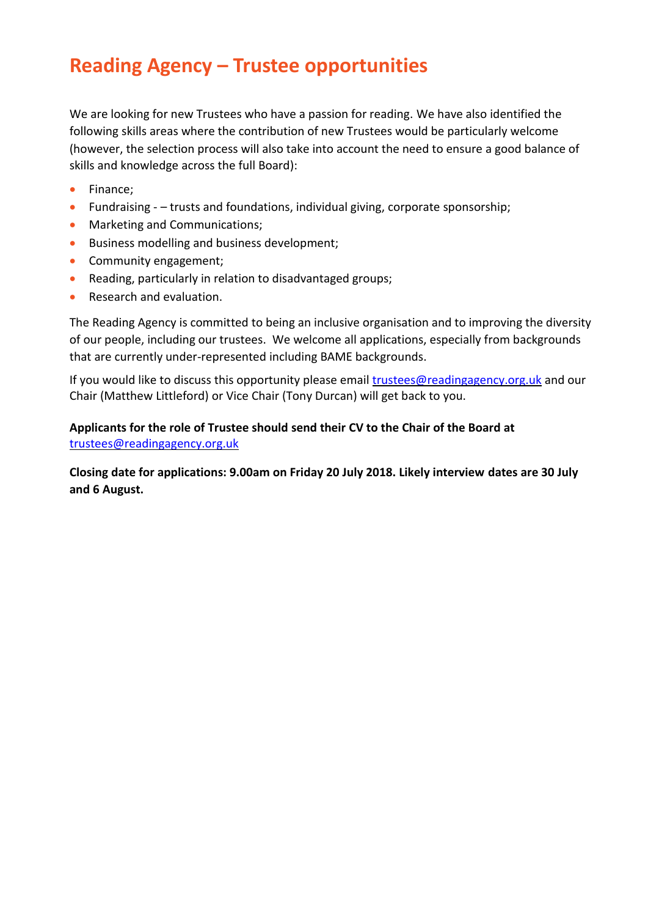# Reading Agency – Trustee opportunities

We are looking for new Trustees who have a passion for reading. We have also identified the following skills areas where the contribution of new Trustees would be particularly welcome (however, the selection process will also take into account the need to ensure a good balance of skills and knowledge across the full Board):

- Finance;
- Fundraising - – trusts and foundations, individual giving, corporate sponsorship;
- Marketing and Communications;
- Business modelling and business development;
- Community engagement;
- Reading, particularly in relation to disadvantaged groups;
- Research and evaluation.

The Reading Agency is committed to being an inclusive organisation and to improving the diversity of our people, including our trustees. We welcome all applications, especially from backgrounds that are currently under-represented including BAME backgrounds.

If you would like to discuss this opportunity please email trustees@readingagency.org.uk and our Chair (Matthew Littleford) or Vice Chair (Tony Durcan) will get back to you.

**Applicants for the role of Trustee should send their CV to the Chair of the Board at** trustees@readingagency.org.uk

**Closing date for applications: 9.00am on Friday 20 July 2018. Likely interview dates are 30 July and 6 August.**